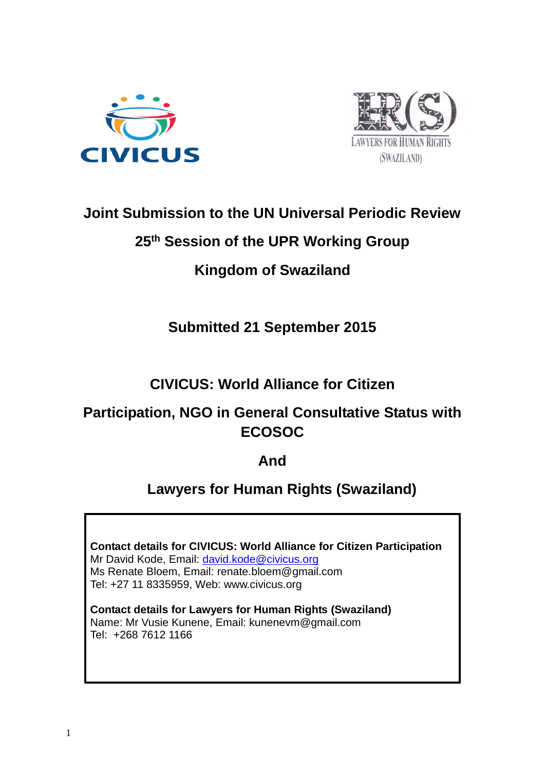# Joint Submission to the UN Universal Periodic Review

## 25th Session of the UPR Working Group

## Kingdom of Swaziland

**Submitted 21 September 2015**

**CIVICUS: World Alliance for Citizen Participation, NGO in General Consultative Status with ECOSOC**

**And**

**Lawyers for Human Rights (Swaziland)**

**Contact details for CIVICUS: World Alliance for Citizen Participation**
Mr David Kode, Email: david.kode@civicus.org
Ms Renate Bloem, Email: renate.bloem@gmail.com
Tel: +27 11 8335959, Web: www.civicus.org

**Contact details for Lawyers for Human Rights (Swaziland)**
Name: Mr Vusie Kunene, Email: kunenevm@gmail.com
Tel: +268 7612 1166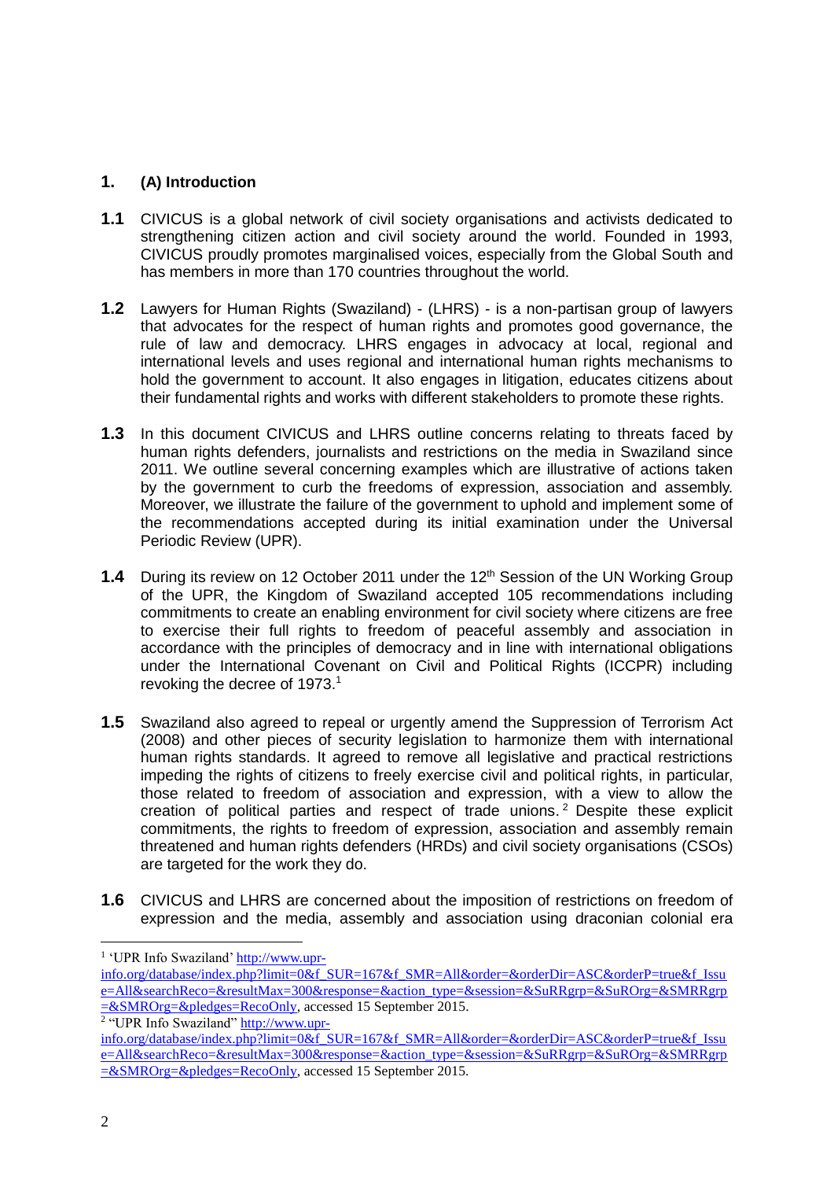## 1. (A) Introduction

**1.1** CIVICUS is a global network of civil society organisations and activists dedicated to strengthening citizen action and civil society around the world. Founded in 1993, CIVICUS proudly promotes marginalised voices, especially from the Global South and has members in more than 170 countries throughout the world.

**1.2** Lawyers for Human Rights (Swaziland) - (LHRS) - is a non-partisan group of lawyers that advocates for the respect of human rights and promotes good governance, the rule of law and democracy. LHRS engages in advocacy at local, regional and international levels and uses regional and international human rights mechanisms to hold the government to account. It also engages in litigation, educates citizens about their fundamental rights and works with different stakeholders to promote these rights.

**1.3** In this document CIVICUS and LHRS outline concerns relating to threats faced by human rights defenders, journalists and restrictions on the media in Swaziland since 2011. We outline several concerning examples which are illustrative of actions taken by the government to curb the freedoms of expression, association and assembly. Moreover, we illustrate the failure of the government to uphold and implement some of the recommendations accepted during its initial examination under the Universal Periodic Review (UPR).

**1.4** During its review on 12 October 2011 under the 12th Session of the UN Working Group of the UPR, the Kingdom of Swaziland accepted 105 recommendations including commitments to create an enabling environment for civil society where citizens are free to exercise their full rights to freedom of peaceful assembly and association in accordance with the principles of democracy and in line with international obligations under the International Covenant on Civil and Political Rights (ICCPR) including revoking the decree of 1973.[1]

**1.5** Swaziland also agreed to repeal or urgently amend the Suppression of Terrorism Act (2008) and other pieces of security legislation to harmonize them with international human rights standards. It agreed to remove all legislative and practical restrictions impeding the rights of citizens to freely exercise civil and political rights, in particular, those related to freedom of association and expression, with a view to allow the creation of political parties and respect of trade unions.[2] Despite these explicit commitments, the rights to freedom of expression, association and assembly remain threatened and human rights defenders (HRDs) and civil society organisations (CSOs) are targeted for the work they do.

**1.6** CIVICUS and LHRS are concerned about the imposition of restrictions on freedom of expression and the media, assembly and association using draconian colonial era

---

[1] 'UPR Info Swaziland' http://www.upr-info.org/database/index.php?limit=0&f_SUR=167&f_SMR=All&order=&orderDir=ASC&orderP=true&f_Issue=All&searchReco=&resultMax=300&response=&action_type=&session=&SuRRgrp=&SuROrg=&SMRRgrp=&SMROrg=&pledges=RecoOnly, accessed 15 September 2015.

[2] "UPR Info Swaziland" http://www.upr-info.org/database/index.php?limit=0&f_SUR=167&f_SMR=All&order=&orderDir=ASC&orderP=true&f_Issue=All&searchReco=&resultMax=300&response=&action_type=&session=&SuRRgrp=&SuROrg=&SMRRgrp=&SMROrg=&pledges=RecoOnly, accessed 15 September 2015.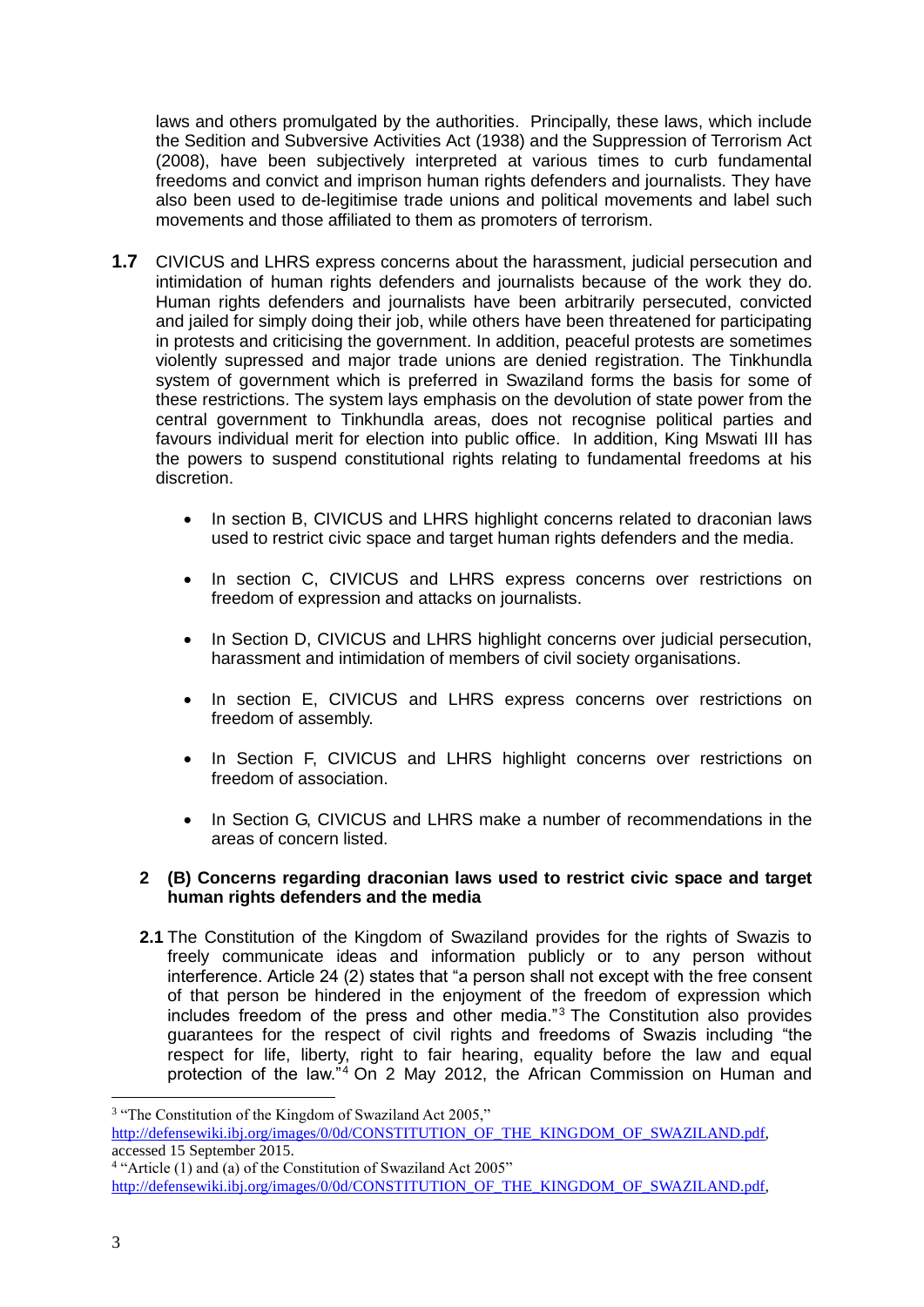laws and others promulgated by the authorities. Principally, these laws, which include the Sedition and Subversive Activities Act (1938) and the Suppression of Terrorism Act (2008), have been subjectively interpreted at various times to curb fundamental freedoms and convict and imprison human rights defenders and journalists. They have also been used to de-legitimise trade unions and political movements and label such movements and those affiliated to them as promoters of terrorism.

**1.7** CIVICUS and LHRS express concerns about the harassment, judicial persecution and intimidation of human rights defenders and journalists because of the work they do. Human rights defenders and journalists have been arbitrarily persecuted, convicted and jailed for simply doing their job, while others have been threatened for participating in protests and criticising the government. In addition, peaceful protests are sometimes violently supressed and major trade unions are denied registration. The Tinkhundla system of government which is preferred in Swaziland forms the basis for some of these restrictions. The system lays emphasis on the devolution of state power from the central government to Tinkhundla areas, does not recognise political parties and favours individual merit for election into public office. In addition, King Mswati III has the powers to suspend constitutional rights relating to fundamental freedoms at his discretion.

- In section B, CIVICUS and LHRS highlight concerns related to draconian laws used to restrict civic space and target human rights defenders and the media.
- In section C, CIVICUS and LHRS express concerns over restrictions on freedom of expression and attacks on journalists.
- In Section D, CIVICUS and LHRS highlight concerns over judicial persecution, harassment and intimidation of members of civil society organisations.
- In section E, CIVICUS and LHRS express concerns over restrictions on freedom of assembly.
- In Section F, CIVICUS and LHRS highlight concerns over restrictions on freedom of association.
- In Section G, CIVICUS and LHRS make a number of recommendations in the areas of concern listed.

## 2 (B) Concerns regarding draconian laws used to restrict civic space and target human rights defenders and the media

**2.1** The Constitution of the Kingdom of Swaziland provides for the rights of Swazis to freely communicate ideas and information publicly or to any person without interference. Article 24 (2) states that "a person shall not except with the free consent of that person be hindered in the enjoyment of the freedom of expression which includes freedom of the press and other media."[3] The Constitution also provides guarantees for the respect of civil rights and freedoms of Swazis including "the respect for life, liberty, right to fair hearing, equality before the law and equal protection of the law."[4] On 2 May 2012, the African Commission on Human and

---

[3] "The Constitution of the Kingdom of Swaziland Act 2005," http://defensewiki.ibj.org/images/0/0d/CONSTITUTION_OF_THE_KINGDOM_OF_SWAZILAND.pdf, accessed 15 September 2015.

[4] "Article (1) and (a) of the Constitution of Swaziland Act 2005" http://defensewiki.ibj.org/images/0/0d/CONSTITUTION_OF_THE_KINGDOM_OF_SWAZILAND.pdf,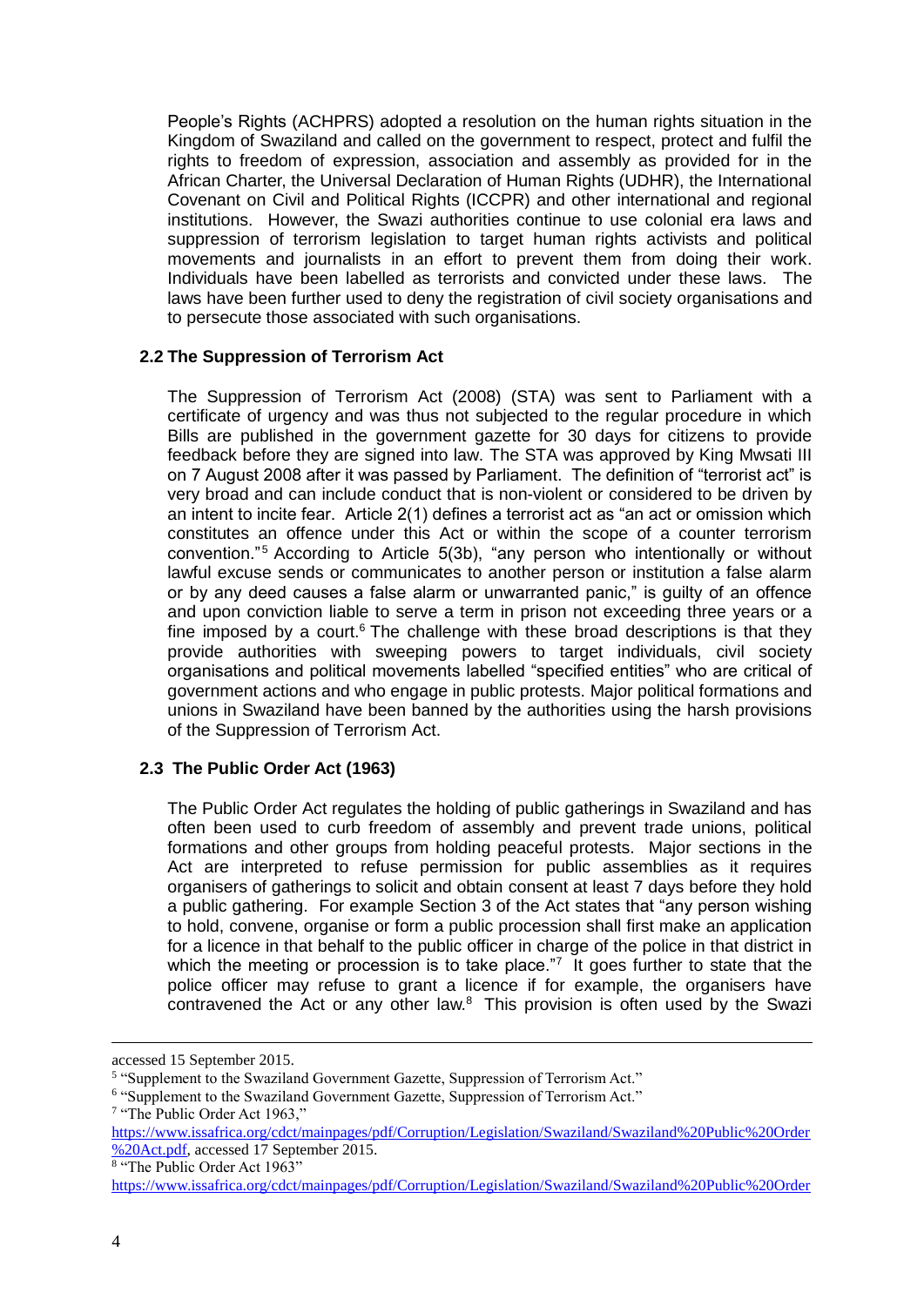People's Rights (ACHPRS) adopted a resolution on the human rights situation in the Kingdom of Swaziland and called on the government to respect, protect and fulfil the rights to freedom of expression, association and assembly as provided for in the African Charter, the Universal Declaration of Human Rights (UDHR), the International Covenant on Civil and Political Rights (ICCPR) and other international and regional institutions. However, the Swazi authorities continue to use colonial era laws and suppression of terrorism legislation to target human rights activists and political movements and journalists in an effort to prevent them from doing their work. Individuals have been labelled as terrorists and convicted under these laws. The laws have been further used to deny the registration of civil society organisations and to persecute those associated with such organisations.

### 2.2 The Suppression of Terrorism Act

The Suppression of Terrorism Act (2008) (STA) was sent to Parliament with a certificate of urgency and was thus not subjected to the regular procedure in which Bills are published in the government gazette for 30 days for citizens to provide feedback before they are signed into law. The STA was approved by King Mwsati III on 7 August 2008 after it was passed by Parliament. The definition of "terrorist act" is very broad and can include conduct that is non-violent or considered to be driven by an intent to incite fear. Article 2(1) defines a terrorist act as "an act or omission which constitutes an offence under this Act or within the scope of a counter terrorism convention."[5] According to Article 5(3b), "any person who intentionally or without lawful excuse sends or communicates to another person or institution a false alarm or by any deed causes a false alarm or unwarranted panic," is guilty of an offence and upon conviction liable to serve a term in prison not exceeding three years or a fine imposed by a court.[6] The challenge with these broad descriptions is that they provide authorities with sweeping powers to target individuals, civil society organisations and political movements labelled "specified entities" who are critical of government actions and who engage in public protests. Major political formations and unions in Swaziland have been banned by the authorities using the harsh provisions of the Suppression of Terrorism Act.

### 2.3 The Public Order Act (1963)

The Public Order Act regulates the holding of public gatherings in Swaziland and has often been used to curb freedom of assembly and prevent trade unions, political formations and other groups from holding peaceful protests. Major sections in the Act are interpreted to refuse permission for public assemblies as it requires organisers of gatherings to solicit and obtain consent at least 7 days before they hold a public gathering. For example Section 3 of the Act states that "any person wishing to hold, convene, organise or form a public procession shall first make an application for a licence in that behalf to the public officer in charge of the police in that district in which the meeting or procession is to take place."[7] It goes further to state that the police officer may refuse to grant a licence if for example, the organisers have contravened the Act or any other law.[8] This provision is often used by the Swazi

---

accessed 15 September 2015.

[5] "Supplement to the Swaziland Government Gazette, Suppression of Terrorism Act."

[6] "Supplement to the Swaziland Government Gazette, Suppression of Terrorism Act."

[7] "The Public Order Act 1963," https://www.issafrica.org/cdct/mainpages/pdf/Corruption/Legislation/Swaziland/Swaziland%20Public%20Order%20Act.pdf, accessed 17 September 2015.

[8] "The Public Order Act 1963" https://www.issafrica.org/cdct/mainpages/pdf/Corruption/Legislation/Swaziland/Swaziland%20Public%20Order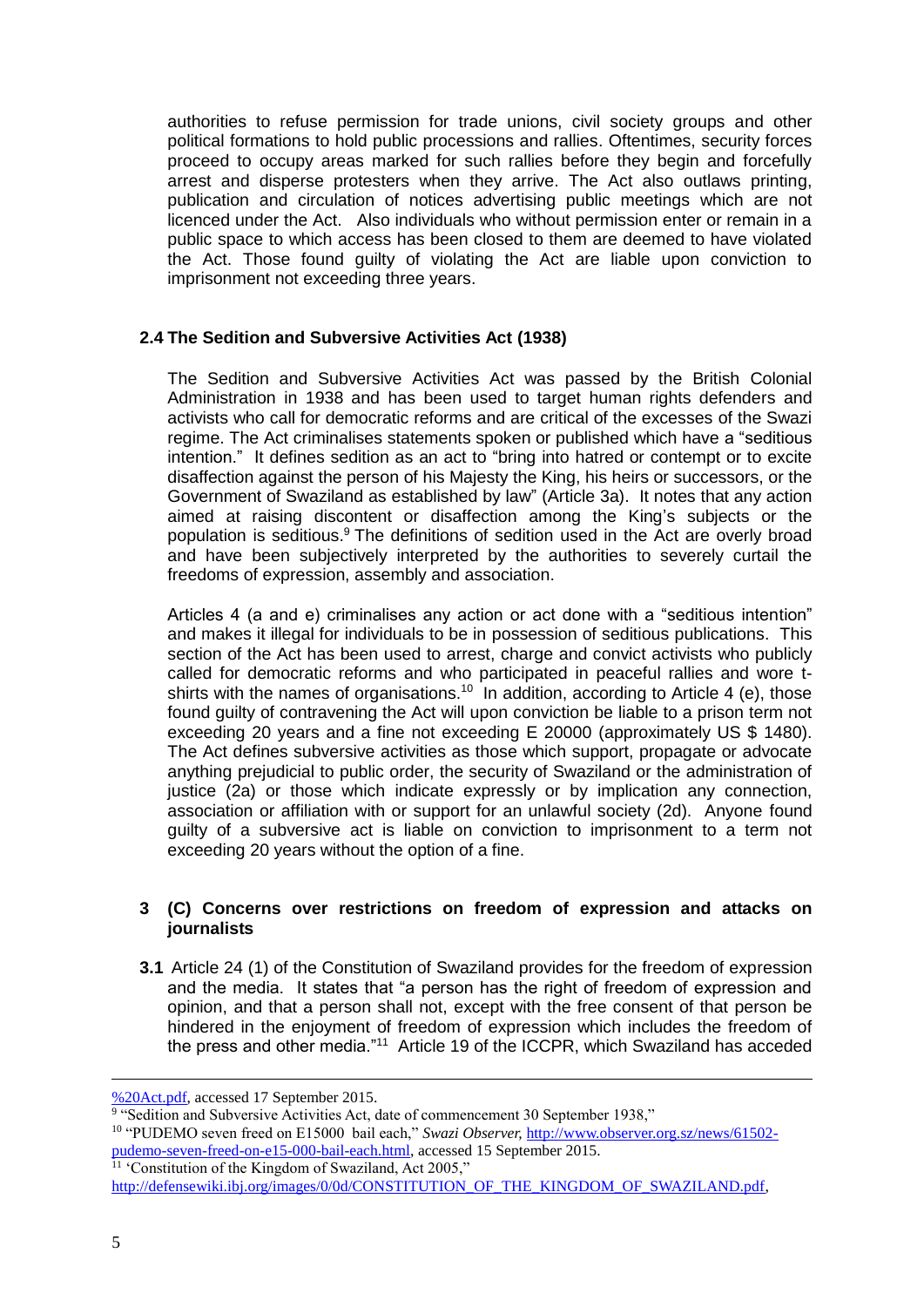authorities to refuse permission for trade unions, civil society groups and other political formations to hold public processions and rallies. Oftentimes, security forces proceed to occupy areas marked for such rallies before they begin and forcefully arrest and disperse protesters when they arrive. The Act also outlaws printing, publication and circulation of notices advertising public meetings which are not licenced under the Act. Also individuals who without permission enter or remain in a public space to which access has been closed to them are deemed to have violated the Act. Those found guilty of violating the Act are liable upon conviction to imprisonment not exceeding three years.

### 2.4 The Sedition and Subversive Activities Act (1938)

The Sedition and Subversive Activities Act was passed by the British Colonial Administration in 1938 and has been used to target human rights defenders and activists who call for democratic reforms and are critical of the excesses of the Swazi regime. The Act criminalises statements spoken or published which have a "seditious intention." It defines sedition as an act to "bring into hatred or contempt or to excite disaffection against the person of his Majesty the King, his heirs or successors, or the Government of Swaziland as established by law" (Article 3a). It notes that any action aimed at raising discontent or disaffection among the King's subjects or the population is seditious.[9] The definitions of sedition used in the Act are overly broad and have been subjectively interpreted by the authorities to severely curtail the freedoms of expression, assembly and association.

Articles 4 (a and e) criminalises any action or act done with a "seditious intention" and makes it illegal for individuals to be in possession of seditious publications. This section of the Act has been used to arrest, charge and convict activists who publicly called for democratic reforms and who participated in peaceful rallies and wore t-shirts with the names of organisations.[10] In addition, according to Article 4 (e), those found guilty of contravening the Act will upon conviction be liable to a prison term not exceeding 20 years and a fine not exceeding E 20000 (approximately US $ 1480). The Act defines subversive activities as those which support, propagate or advocate anything prejudicial to public order, the security of Swaziland or the administration of justice (2a) or those which indicate expressly or by implication any connection, association or affiliation with or support for an unlawful society (2d). Anyone found guilty of a subversive act is liable on conviction to imprisonment to a term not exceeding 20 years without the option of a fine.

## 3 (C) Concerns over restrictions on freedom of expression and attacks on journalists

**3.1** Article 24 (1) of the Constitution of Swaziland provides for the freedom of expression and the media. It states that "a person has the right of freedom of expression and opinion, and that a person shall not, except with the free consent of that person be hindered in the enjoyment of freedom of expression which includes the freedom of the press and other media."[11] Article 19 of the ICCPR, which Swaziland has acceded

---

%20Act.pdf, accessed 17 September 2015.

[9] "Sedition and Subversive Activities Act, date of commencement 30 September 1938,"

[10] "PUDEMO seven freed on E15000 bail each," *Swazi Observer,* http://www.observer.org.sz/news/61502-pudemo-seven-freed-on-e15-000-bail-each.html, accessed 15 September 2015.

[11] 'Constitution of the Kingdom of Swaziland, Act 2005,"
http://defensewiki.ibj.org/images/0/0d/CONSTITUTION_OF_THE_KINGDOM_OF_SWAZILAND.pdf,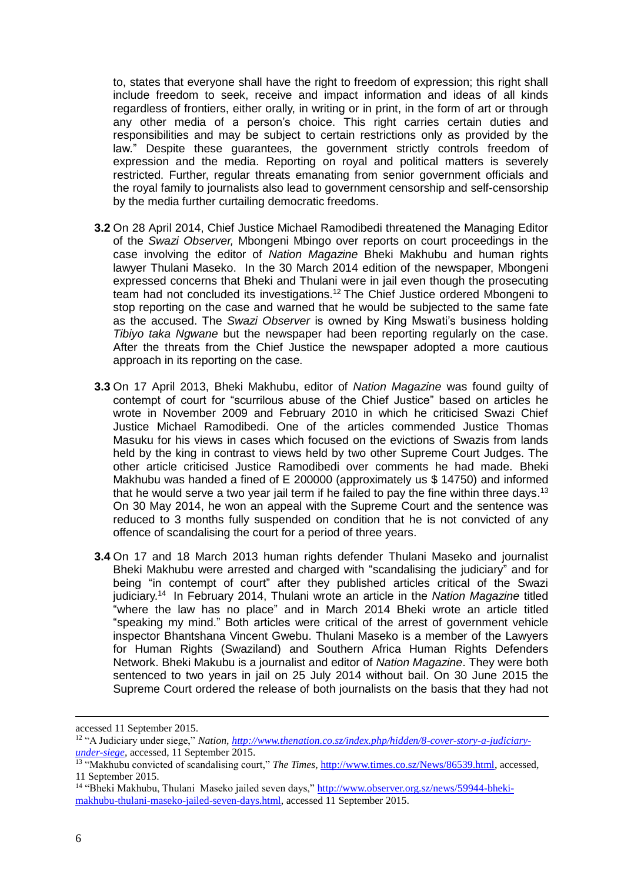to, states that everyone shall have the right to freedom of expression; this right shall include freedom to seek, receive and impact information and ideas of all kinds regardless of frontiers, either orally, in writing or in print, in the form of art or through any other media of a person's choice. This right carries certain duties and responsibilities and may be subject to certain restrictions only as provided by the law." Despite these guarantees, the government strictly controls freedom of expression and the media. Reporting on royal and political matters is severely restricted. Further, regular threats emanating from senior government officials and the royal family to journalists also lead to government censorship and self-censorship by the media further curtailing democratic freedoms.

**3.2** On 28 April 2014, Chief Justice Michael Ramodibedi threatened the Managing Editor of the *Swazi Observer,* Mbongeni Mbingo over reports on court proceedings in the case involving the editor of *Nation Magazine* Bheki Makhubu and human rights lawyer Thulani Maseko. In the 30 March 2014 edition of the newspaper, Mbongeni expressed concerns that Bheki and Thulani were in jail even though the prosecuting team had not concluded its investigations.[12] The Chief Justice ordered Mbongeni to stop reporting on the case and warned that he would be subjected to the same fate as the accused. The *Swazi Observer* is owned by King Mswati's business holding *Tibiyo taka Ngwane* but the newspaper had been reporting regularly on the case. After the threats from the Chief Justice the newspaper adopted a more cautious approach in its reporting on the case.

**3.3** On 17 April 2013, Bheki Makhubu, editor of *Nation Magazine* was found guilty of contempt of court for "scurrilous abuse of the Chief Justice" based on articles he wrote in November 2009 and February 2010 in which he criticised Swazi Chief Justice Michael Ramodibedi. One of the articles commended Justice Thomas Masuku for his views in cases which focused on the evictions of Swazis from lands held by the king in contrast to views held by two other Supreme Court Judges. The other article criticised Justice Ramodibedi over comments he had made. Bheki Makhubu was handed a fined of E 200000 (approximately us $ 14750) and informed that he would serve a two year jail term if he failed to pay the fine within three days.[13] On 30 May 2014, he won an appeal with the Supreme Court and the sentence was reduced to 3 months fully suspended on condition that he is not convicted of any offence of scandalising the court for a period of three years.

**3.4** On 17 and 18 March 2013 human rights defender Thulani Maseko and journalist Bheki Makhubu were arrested and charged with "scandalising the judiciary" and for being "in contempt of court" after they published articles critical of the Swazi judiciary.[14] In February 2014, Thulani wrote an article in the *Nation Magazine* titled "where the law has no place" and in March 2014 Bheki wrote an article titled "speaking my mind." Both articles were critical of the arrest of government vehicle inspector Bhantshana Vincent Gwebu. Thulani Maseko is a member of the Lawyers for Human Rights (Swaziland) and Southern Africa Human Rights Defenders Network. Bheki Makubu is a journalist and editor of *Nation Magazine*. They were both sentenced to two years in jail on 25 July 2014 without bail. On 30 June 2015 the Supreme Court ordered the release of both journalists on the basis that they had not

---

accessed 11 September 2015.

[12] "A Judiciary under siege," *Nation, http://www.thenation.co.sz/index.php/hidden/8-cover-story-a-judiciary-under-siege*, accessed, 11 September 2015.

[13] "Makhubu convicted of scandalising court," *The Times*, http://www.times.co.sz/News/86539.html, accessed, 11 September 2015.

[14] "Bheki Makhubu, Thulani Maseko jailed seven days," http://www.observer.org.sz/news/59944-bheki-makhubu-thulani-maseko-jailed-seven-days.html, accessed 11 September 2015.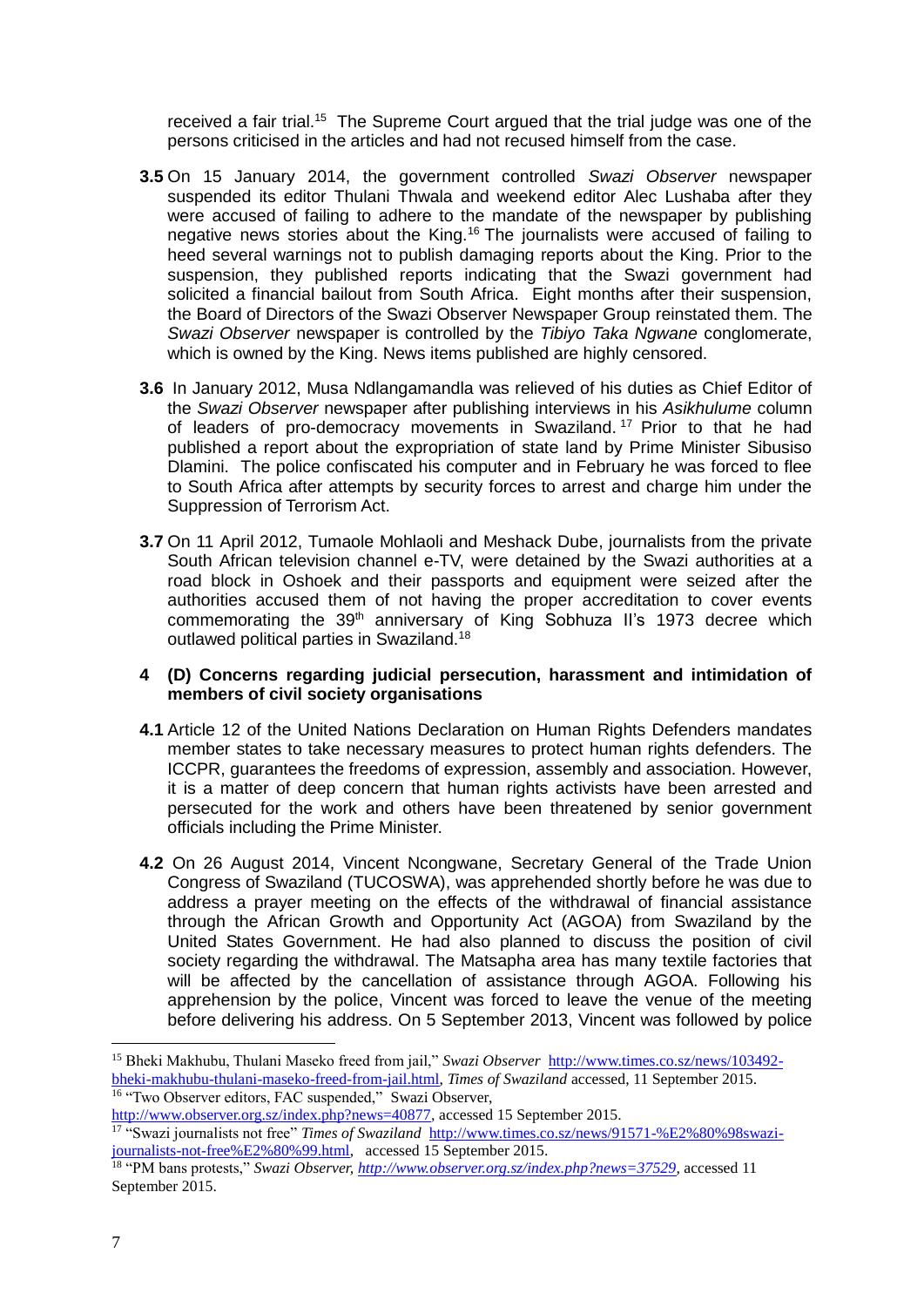received a fair trial.[15] The Supreme Court argued that the trial judge was one of the persons criticised in the articles and had not recused himself from the case.

**3.5** On 15 January 2014, the government controlled *Swazi Observer* newspaper suspended its editor Thulani Thwala and weekend editor Alec Lushaba after they were accused of failing to adhere to the mandate of the newspaper by publishing negative news stories about the King.[16] The journalists were accused of failing to heed several warnings not to publish damaging reports about the King. Prior to the suspension, they published reports indicating that the Swazi government had solicited a financial bailout from South Africa. Eight months after their suspension, the Board of Directors of the Swazi Observer Newspaper Group reinstated them. The *Swazi Observer* newspaper is controlled by the *Tibiyo Taka Ngwane* conglomerate, which is owned by the King. News items published are highly censored.

**3.6** In January 2012, Musa Ndlangamandla was relieved of his duties as Chief Editor of the *Swazi Observer* newspaper after publishing interviews in his *Asikhulume* column of leaders of pro-democracy movements in Swaziland.[17] Prior to that he had published a report about the expropriation of state land by Prime Minister Sibusiso Dlamini. The police confiscated his computer and in February he was forced to flee to South Africa after attempts by security forces to arrest and charge him under the Suppression of Terrorism Act.

**3.7** On 11 April 2012, Tumaole Mohlaoli and Meshack Dube, journalists from the private South African television channel e-TV, were detained by the Swazi authorities at a road block in Oshoek and their passports and equipment were seized after the authorities accused them of not having the proper accreditation to cover events commemorating the 39th anniversary of King Sobhuza II's 1973 decree which outlawed political parties in Swaziland.[18]

## 4 (D) Concerns regarding judicial persecution, harassment and intimidation of members of civil society organisations

**4.1** Article 12 of the United Nations Declaration on Human Rights Defenders mandates member states to take necessary measures to protect human rights defenders. The ICCPR, guarantees the freedoms of expression, assembly and association. However, it is a matter of deep concern that human rights activists have been arrested and persecuted for the work and others have been threatened by senior government officials including the Prime Minister.

**4.2** On 26 August 2014, Vincent Ncongwane, Secretary General of the Trade Union Congress of Swaziland (TUCOSWA), was apprehended shortly before he was due to address a prayer meeting on the effects of the withdrawal of financial assistance through the African Growth and Opportunity Act (AGOA) from Swaziland by the United States Government. He had also planned to discuss the position of civil society regarding the withdrawal. The Matsapha area has many textile factories that will be affected by the cancellation of assistance through AGOA. Following his apprehension by the police, Vincent was forced to leave the venue of the meeting before delivering his address. On 5 September 2013, Vincent was followed by police

---

[15] Bheki Makhubu, Thulani Maseko freed from jail," *Swazi Observer* http://www.times.co.sz/news/103492-bheki-makhubu-thulani-maseko-freed-from-jail.html, *Times of Swaziland* accessed, 11 September 2015.

[16] "Two Observer editors, FAC suspended," Swazi Observer, http://www.observer.org.sz/index.php?news=40877, accessed 15 September 2015.

[17] "Swazi journalists not free" *Times of Swaziland* http://www.times.co.sz/news/91571-%E2%80%98swazi-journalists-not-free%E2%80%99.html, accessed 15 September 2015.

[18] "PM bans protests," *Swazi Observer, http://www.observer.org.sz/index.php?news=37529*, accessed 11 September 2015.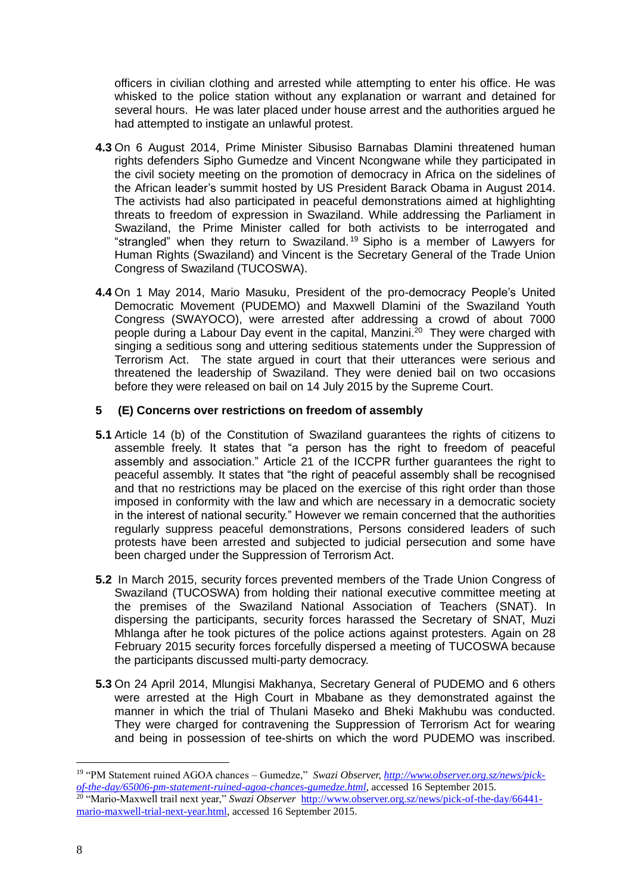officers in civilian clothing and arrested while attempting to enter his office. He was whisked to the police station without any explanation or warrant and detained for several hours. He was later placed under house arrest and the authorities argued he had attempted to instigate an unlawful protest.

**4.3** On 6 August 2014, Prime Minister Sibusiso Barnabas Dlamini threatened human rights defenders Sipho Gumedze and Vincent Ncongwane while they participated in the civil society meeting on the promotion of democracy in Africa on the sidelines of the African leader's summit hosted by US President Barack Obama in August 2014. The activists had also participated in peaceful demonstrations aimed at highlighting threats to freedom of expression in Swaziland. While addressing the Parliament in Swaziland, the Prime Minister called for both activists to be interrogated and "strangled" when they return to Swaziland.[19] Sipho is a member of Lawyers for Human Rights (Swaziland) and Vincent is the Secretary General of the Trade Union Congress of Swaziland (TUCOSWA).

**4.4** On 1 May 2014, Mario Masuku, President of the pro-democracy People's United Democratic Movement (PUDEMO) and Maxwell Dlamini of the Swaziland Youth Congress (SWAYOCO), were arrested after addressing a crowd of about 7000 people during a Labour Day event in the capital, Manzini.[20] They were charged with singing a seditious song and uttering seditious statements under the Suppression of Terrorism Act. The state argued in court that their utterances were serious and threatened the leadership of Swaziland. They were denied bail on two occasions before they were released on bail on 14 July 2015 by the Supreme Court.

## 5 (E) Concerns over restrictions on freedom of assembly

**5.1** Article 14 (b) of the Constitution of Swaziland guarantees the rights of citizens to assemble freely. It states that "a person has the right to freedom of peaceful assembly and association." Article 21 of the ICCPR further guarantees the right to peaceful assembly. It states that "the right of peaceful assembly shall be recognised and that no restrictions may be placed on the exercise of this right order than those imposed in conformity with the law and which are necessary in a democratic society in the interest of national security." However we remain concerned that the authorities regularly suppress peaceful demonstrations, Persons considered leaders of such protests have been arrested and subjected to judicial persecution and some have been charged under the Suppression of Terrorism Act.

**5.2** In March 2015, security forces prevented members of the Trade Union Congress of Swaziland (TUCOSWA) from holding their national executive committee meeting at the premises of the Swaziland National Association of Teachers (SNAT). In dispersing the participants, security forces harassed the Secretary of SNAT, Muzi Mhlanga after he took pictures of the police actions against protesters. Again on 28 February 2015 security forces forcefully dispersed a meeting of TUCOSWA because the participants discussed multi-party democracy.

**5.3** On 24 April 2014, Mlungisi Makhanya, Secretary General of PUDEMO and 6 others were arrested at the High Court in Mbabane as they demonstrated against the manner in which the trial of Thulani Maseko and Bheki Makhubu was conducted. They were charged for contravening the Suppression of Terrorism Act for wearing and being in possession of tee-shirts on which the word PUDEMO was inscribed.

---

[19] "PM Statement ruined AGOA chances – Gumedze," *Swazi Observer, http://www.observer.org.sz/news/pick-of-the-day/65006-pm-statement-ruined-agoa-chances-gumedze.html*, accessed 16 September 2015.

[20] "Mario-Maxwell trail next year," *Swazi Observer* http://www.observer.org.sz/news/pick-of-the-day/66441-mario-maxwell-trial-next-year.html, accessed 16 September 2015.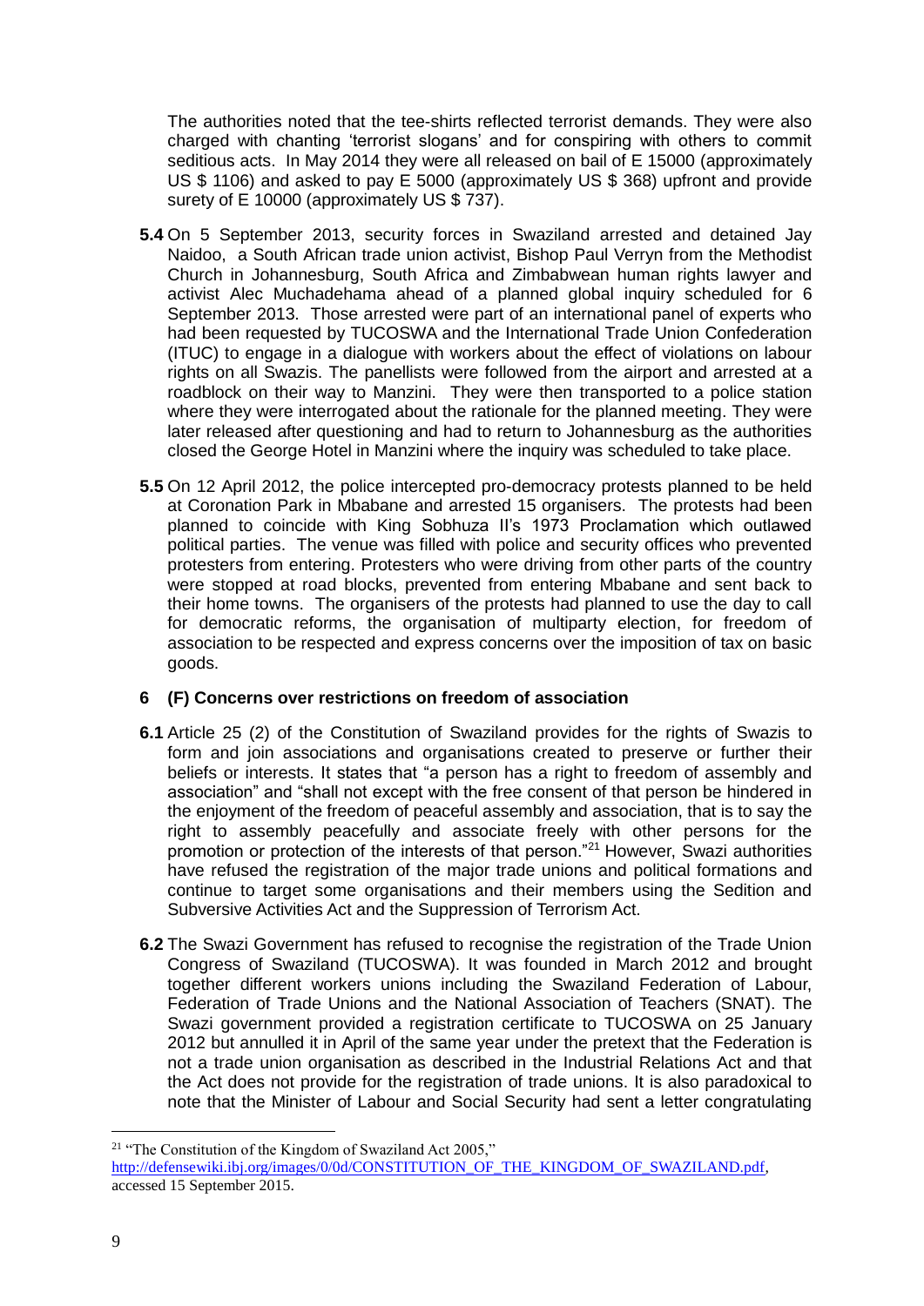The authorities noted that the tee-shirts reflected terrorist demands. They were also charged with chanting 'terrorist slogans' and for conspiring with others to commit seditious acts. In May 2014 they were all released on bail of E 15000 (approximately US $ 1106) and asked to pay E 5000 (approximately US $ 368) upfront and provide surety of E 10000 (approximately US $ 737).

**5.4** On 5 September 2013, security forces in Swaziland arrested and detained Jay Naidoo, a South African trade union activist, Bishop Paul Verryn from the Methodist Church in Johannesburg, South Africa and Zimbabwean human rights lawyer and activist Alec Muchadehama ahead of a planned global inquiry scheduled for 6 September 2013. Those arrested were part of an international panel of experts who had been requested by TUCOSWA and the International Trade Union Confederation (ITUC) to engage in a dialogue with workers about the effect of violations on labour rights on all Swazis. The panellists were followed from the airport and arrested at a roadblock on their way to Manzini. They were then transported to a police station where they were interrogated about the rationale for the planned meeting. They were later released after questioning and had to return to Johannesburg as the authorities closed the George Hotel in Manzini where the inquiry was scheduled to take place.

**5.5** On 12 April 2012, the police intercepted pro-democracy protests planned to be held at Coronation Park in Mbabane and arrested 15 organisers. The protests had been planned to coincide with King Sobhuza II's 1973 Proclamation which outlawed political parties. The venue was filled with police and security offices who prevented protesters from entering. Protesters who were driving from other parts of the country were stopped at road blocks, prevented from entering Mbabane and sent back to their home towns. The organisers of the protests had planned to use the day to call for democratic reforms, the organisation of multiparty election, for freedom of association to be respected and express concerns over the imposition of tax on basic goods.

## 6 (F) Concerns over restrictions on freedom of association

**6.1** Article 25 (2) of the Constitution of Swaziland provides for the rights of Swazis to form and join associations and organisations created to preserve or further their beliefs or interests. It states that "a person has a right to freedom of assembly and association" and "shall not except with the free consent of that person be hindered in the enjoyment of the freedom of peaceful assembly and association, that is to say the right to assembly peacefully and associate freely with other persons for the promotion or protection of the interests of that person."[21] However, Swazi authorities have refused the registration of the major trade unions and political formations and continue to target some organisations and their members using the Sedition and Subversive Activities Act and the Suppression of Terrorism Act.

**6.2** The Swazi Government has refused to recognise the registration of the Trade Union Congress of Swaziland (TUCOSWA). It was founded in March 2012 and brought together different workers unions including the Swaziland Federation of Labour, Federation of Trade Unions and the National Association of Teachers (SNAT). The Swazi government provided a registration certificate to TUCOSWA on 25 January 2012 but annulled it in April of the same year under the pretext that the Federation is not a trade union organisation as described in the Industrial Relations Act and that the Act does not provide for the registration of trade unions. It is also paradoxical to note that the Minister of Labour and Social Security had sent a letter congratulating

---

[21] "The Constitution of the Kingdom of Swaziland Act 2005," http://defensewiki.ibj.org/images/0/0d/CONSTITUTION_OF_THE_KINGDOM_OF_SWAZILAND.pdf, accessed 15 September 2015.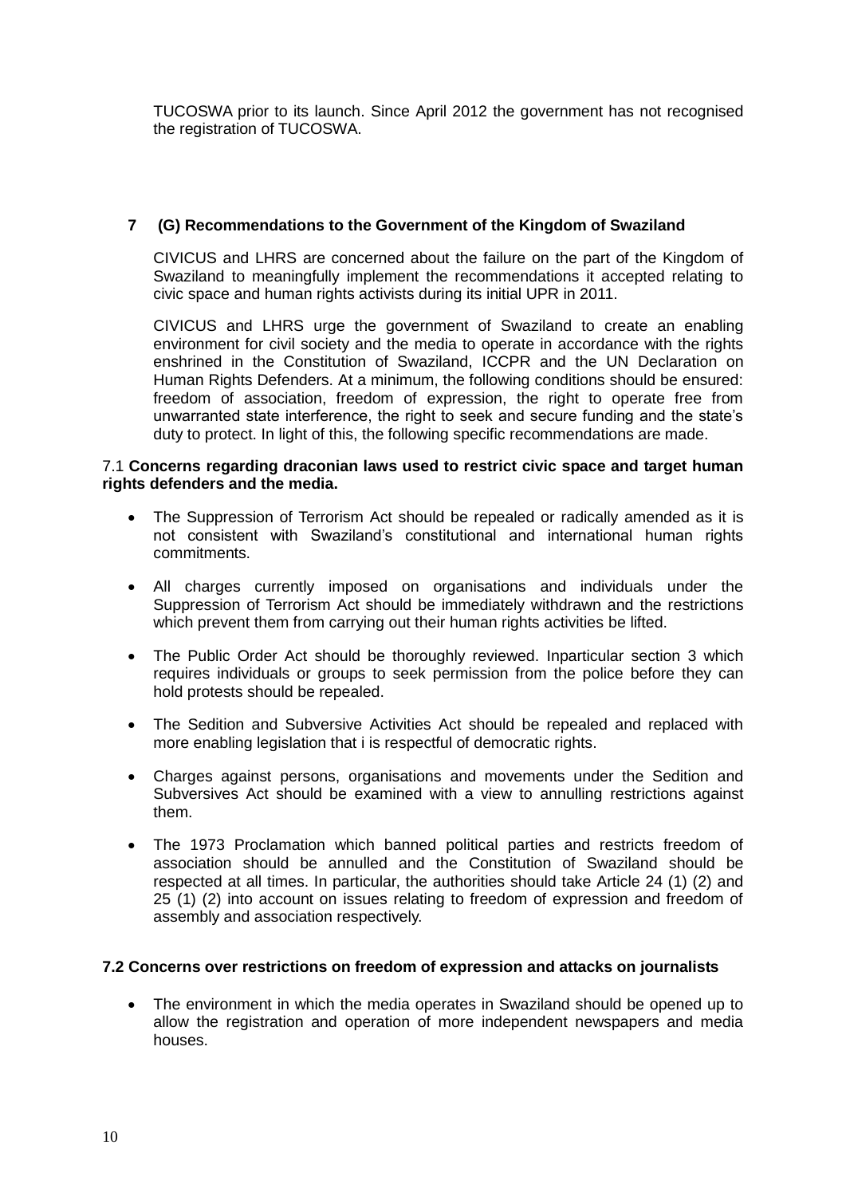TUCOSWA prior to its launch. Since April 2012 the government has not recognised the registration of TUCOSWA.

## 7 (G) Recommendations to the Government of the Kingdom of Swaziland

CIVICUS and LHRS are concerned about the failure on the part of the Kingdom of Swaziland to meaningfully implement the recommendations it accepted relating to civic space and human rights activists during its initial UPR in 2011.

CIVICUS and LHRS urge the government of Swaziland to create an enabling environment for civil society and the media to operate in accordance with the rights enshrined in the Constitution of Swaziland, ICCPR and the UN Declaration on Human Rights Defenders. At a minimum, the following conditions should be ensured: freedom of association, freedom of expression, the right to operate free from unwarranted state interference, the right to seek and secure funding and the state's duty to protect. In light of this, the following specific recommendations are made.

### 7.1 **Concerns regarding draconian laws used to restrict civic space and target human rights defenders and the media.**

- The Suppression of Terrorism Act should be repealed or radically amended as it is not consistent with Swaziland's constitutional and international human rights commitments.
- All charges currently imposed on organisations and individuals under the Suppression of Terrorism Act should be immediately withdrawn and the restrictions which prevent them from carrying out their human rights activities be lifted.
- The Public Order Act should be thoroughly reviewed. Inparticular section 3 which requires individuals or groups to seek permission from the police before they can hold protests should be repealed.
- The Sedition and Subversive Activities Act should be repealed and replaced with more enabling legislation that i is respectful of democratic rights.
- Charges against persons, organisations and movements under the Sedition and Subversives Act should be examined with a view to annulling restrictions against them.
- The 1973 Proclamation which banned political parties and restricts freedom of association should be annulled and the Constitution of Swaziland should be respected at all times. In particular, the authorities should take Article 24 (1) (2) and 25 (1) (2) into account on issues relating to freedom of expression and freedom of assembly and association respectively.

### 7.2 Concerns over restrictions on freedom of expression and attacks on journalists

- The environment in which the media operates in Swaziland should be opened up to allow the registration and operation of more independent newspapers and media houses.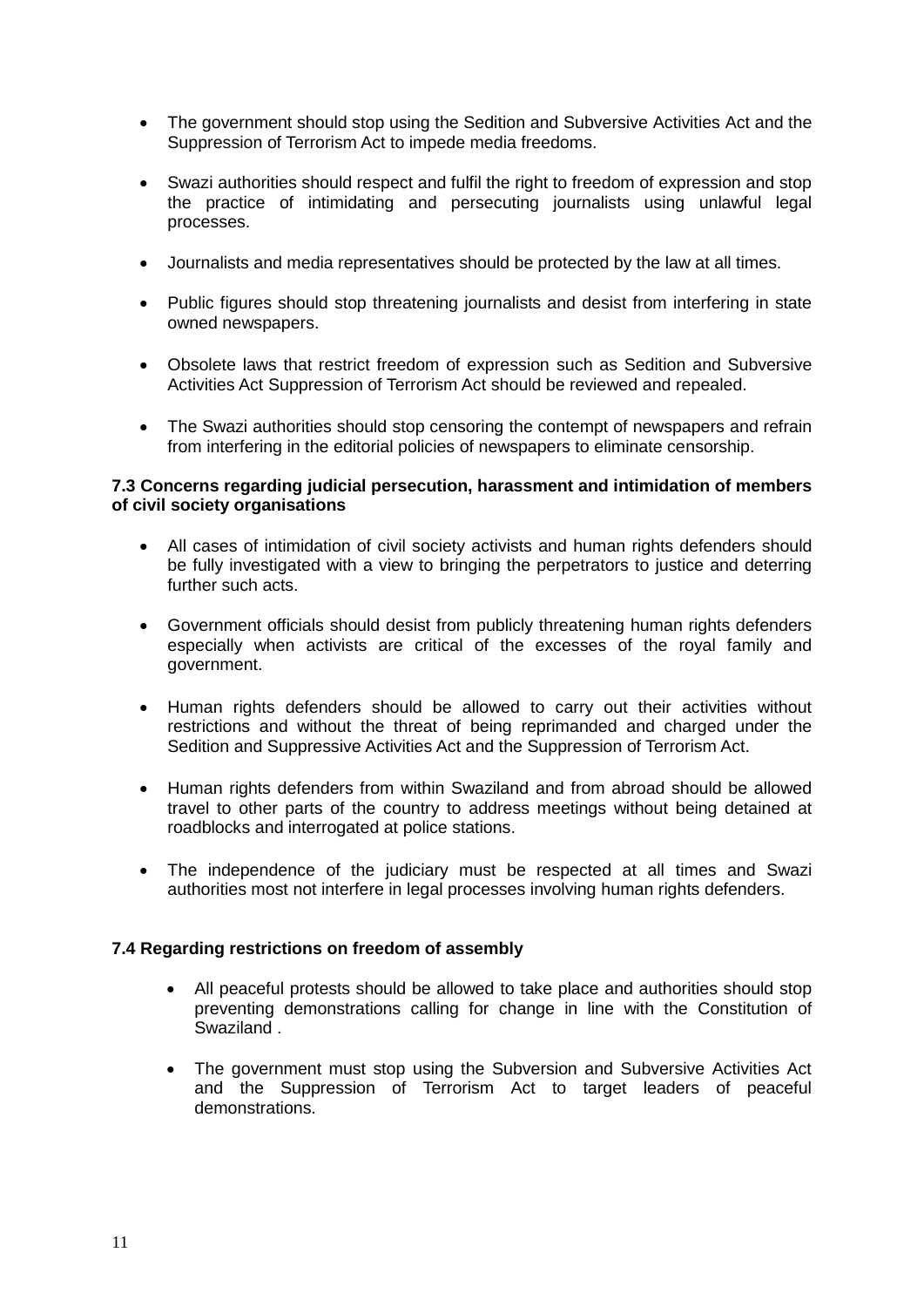- The government should stop using the Sedition and Subversive Activities Act and the Suppression of Terrorism Act to impede media freedoms.

- Swazi authorities should respect and fulfil the right to freedom of expression and stop the practice of intimidating and persecuting journalists using unlawful legal processes.

- Journalists and media representatives should be protected by the law at all times.

- Public figures should stop threatening journalists and desist from interfering in state owned newspapers.

- Obsolete laws that restrict freedom of expression such as Sedition and Subversive Activities Act Suppression of Terrorism Act should be reviewed and repealed.

- The Swazi authorities should stop censoring the contempt of newspapers and refrain from interfering in the editorial policies of newspapers to eliminate censorship.

**7.3 Concerns regarding judicial persecution, harassment and intimidation of members of civil society organisations**

- All cases of intimidation of civil society activists and human rights defenders should be fully investigated with a view to bringing the perpetrators to justice and deterring further such acts.

- Government officials should desist from publicly threatening human rights defenders especially when activists are critical of the excesses of the royal family and government.

- Human rights defenders should be allowed to carry out their activities without restrictions and without the threat of being reprimanded and charged under the Sedition and Suppressive Activities Act and the Suppression of Terrorism Act.

- Human rights defenders from within Swaziland and from abroad should be allowed travel to other parts of the country to address meetings without being detained at roadblocks and interrogated at police stations.

- The independence of the judiciary must be respected at all times and Swazi authorities most not interfere in legal processes involving human rights defenders.

**7.4 Regarding restrictions on freedom of assembly**

- All peaceful protests should be allowed to take place and authorities should stop preventing demonstrations calling for change in line with the Constitution of Swaziland .

- The government must stop using the Subversion and Subversive Activities Act and the Suppression of Terrorism Act to target leaders of peaceful demonstrations.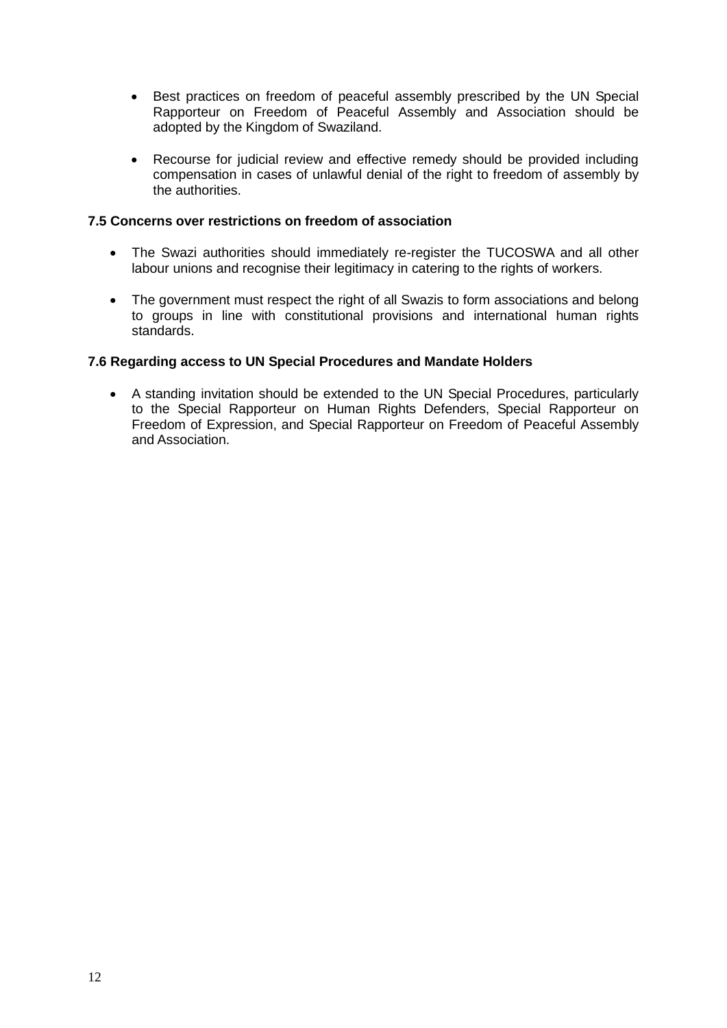- Best practices on freedom of peaceful assembly prescribed by the UN Special Rapporteur on Freedom of Peaceful Assembly and Association should be adopted by the Kingdom of Swaziland.

- Recourse for judicial review and effective remedy should be provided including compensation in cases of unlawful denial of the right to freedom of assembly by the authorities.

### 7.5 Concerns over restrictions on freedom of association

- The Swazi authorities should immediately re-register the TUCOSWA and all other labour unions and recognise their legitimacy in catering to the rights of workers.

- The government must respect the right of all Swazis to form associations and belong to groups in line with constitutional provisions and international human rights standards.

### 7.6 Regarding access to UN Special Procedures and Mandate Holders

- A standing invitation should be extended to the UN Special Procedures, particularly to the Special Rapporteur on Human Rights Defenders, Special Rapporteur on Freedom of Expression, and Special Rapporteur on Freedom of Peaceful Assembly and Association.